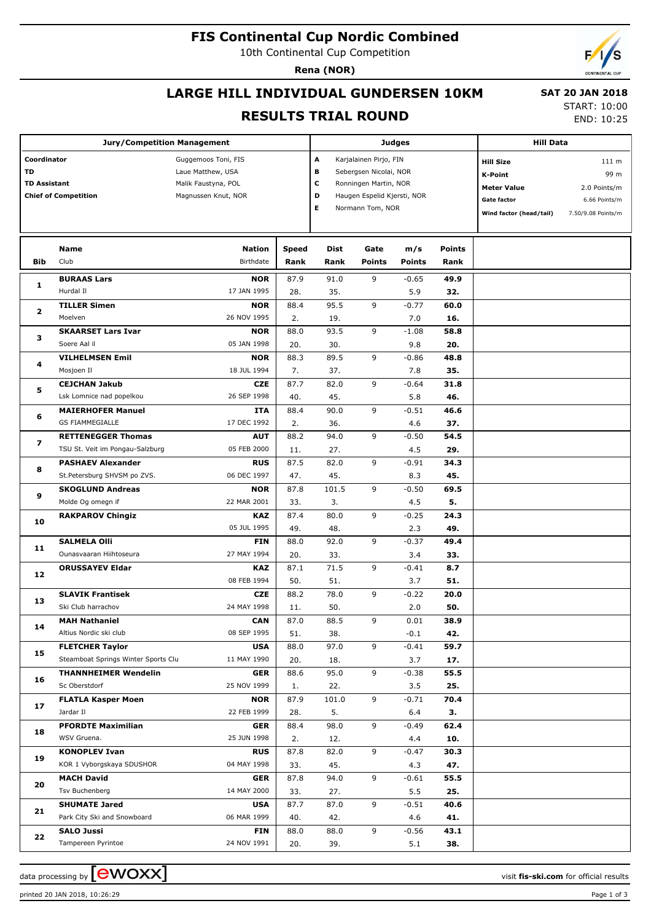# FIS Continental Cup Nordic Combined

10th Continental Cup Competition

**Rena (NOR)**

## LARGE HILL INDIVIDUAL GUNDERSEN 10KM

## RESULTS TRIAL ROUND

**SAT 20 JAN 2018**

START: 10:00

END: 10:25

| Jury/Competition Management | | Judges | | Hill Data | |
|---|---|---|---|---|---|
| Coordinator | Guggemoos Toni, FIS | A | Karjalainen Pirjo, FIN | Hill Size | 111 m |
| TD | Laue Matthew, USA | B | Sebergsen Nicolai, NOR | K-Point | 99 m |
| TD Assistant | Malik Faustyna, POL | C | Ronningen Martin, NOR | Meter Value | 2.0 Points/m |
| Chief of Competition | Magnussen Knut, NOR | D | Haugen Espelid Kjersti, NOR | Gate factor | 6.66 Points/m |
| | | E | Normann Tom, NOR | Wind factor (head/tail) | 7.50/9.08 Points/m |

| Bib | Name / Club | Nation / Birthdate | Speed / Rank | Dist / Rank | Gate / Points | m/s / Points | Points / Rank |
|---|---|---|---|---|---|---|---|
| 1 | **BURAAS Lars** | **NOR** | 87.9 | 91.0 | 9 | -0.65 | **49.9** |
| | Hurdal Il | 17 JAN 1995 | 28. | 35. | | 5.9 | **32.** |
| 2 | **TILLER Simen** | **NOR** | 88.4 | 95.5 | 9 | -0.77 | **60.0** |
| | Moelven | 26 NOV 1995 | 2. | 19. | | 7.0 | **16.** |
| 3 | **SKAARSET Lars Ivar** | **NOR** | 88.0 | 93.5 | 9 | -1.08 | **58.8** |
| | Soere Aal il | 05 JAN 1998 | 20. | 30. | | 9.8 | **20.** |
| 4 | **VILHELMSEN Emil** | **NOR** | 88.3 | 89.5 | 9 | -0.86 | **48.8** |
| | Mosjoen Il | 18 JUL 1994 | 7. | 37. | | 7.8 | **35.** |
| 5 | **CEJCHAN Jakub** | **CZE** | 87.7 | 82.0 | 9 | -0.64 | **31.8** |
| | Lsk Lomnice nad popelkou | 26 SEP 1998 | 40. | 45. | | 5.8 | **46.** |
| 6 | **MAIERHOFER Manuel** | **ITA** | 88.4 | 90.0 | 9 | -0.51 | **46.6** |
| | GS FIAMMEGIALLE | 17 DEC 1992 | 2. | 36. | | 4.6 | **37.** |
| 7 | **RETTENEGGER Thomas** | **AUT** | 88.2 | 94.0 | 9 | -0.50 | **54.5** |
| | TSU St. Veit im Pongau-Salzburg | 05 FEB 2000 | 11. | 27. | | 4.5 | **29.** |
| 8 | **PASHAEV Alexander** | **RUS** | 87.5 | 82.0 | 9 | -0.91 | **34.3** |
| | St.Petersburg SHVSM po ZVS. | 06 DEC 1997 | 47. | 45. | | 8.3 | **45.** |
| 9 | **SKOGLUND Andreas** | **NOR** | 87.8 | 101.5 | 9 | -0.50 | **69.5** |
| | Molde Og omegn if | 22 MAR 2001 | 33. | 3. | | 4.5 | **5.** |
| 10 | **RAKPAROV Chingiz** | **KAZ** | 87.4 | 80.0 | 9 | -0.25 | **24.3** |
| | | 05 JUL 1995 | 49. | 48. | | 2.3 | **49.** |
| 11 | **SALMELA Olli** | **FIN** | 88.0 | 92.0 | 9 | -0.37 | **49.4** |
| | Ounasvaaran Hiihtoseura | 27 MAY 1994 | 20. | 33. | | 3.4 | **33.** |
| 12 | **ORUSSAYEV Eldar** | **KAZ** | 87.1 | 71.5 | 9 | -0.41 | **8.7** |
| | | 08 FEB 1994 | 50. | 51. | | 3.7 | **51.** |
| 13 | **SLAVIK Frantisek** | **CZE** | 88.2 | 78.0 | 9 | -0.22 | **20.0** |
| | Ski Club harrachov | 24 MAY 1998 | 11. | 50. | | 2.0 | **50.** |
| 14 | **MAH Nathaniel** | **CAN** | 87.0 | 88.5 | 9 | 0.01 | **38.9** |
| | Altius Nordic ski club | 08 SEP 1995 | 51. | 38. | | -0.1 | **42.** |
| 15 | **FLETCHER Taylor** | **USA** | 88.0 | 97.0 | 9 | -0.41 | **59.7** |
| | Steamboat Springs Winter Sports Clu | 11 MAY 1990 | 20. | 18. | | 3.7 | **17.** |
| 16 | **THANNHEIMER Wendelin** | **GER** | 88.6 | 95.0 | 9 | -0.38 | **55.5** |
| | Sc Oberstdorf | 25 NOV 1999 | 1. | 22. | | 3.5 | **25.** |
| 17 | **FLATLA Kasper Moen** | **NOR** | 87.9 | 101.0 | 9 | -0.71 | **70.4** |
| | Jardar Il | 22 FEB 1999 | 28. | 5. | | 6.4 | **3.** |
| 18 | **PFORDTE Maximilian** | **GER** | 88.4 | 98.0 | 9 | -0.49 | **62.4** |
| | WSV Gruena. | 25 JUN 1998 | 2. | 12. | | 4.4 | **10.** |
| 19 | **KONOPLEV Ivan** | **RUS** | 87.8 | 82.0 | 9 | -0.47 | **30.3** |
| | KOR 1 Vyborgskaya SDUSHOR | 04 MAY 1998 | 33. | 45. | | 4.3 | **47.** |
| 20 | **MACH David** | **GER** | 87.8 | 94.0 | 9 | -0.61 | **55.5** |
| | Tsv Buchenberg | 14 MAY 2000 | 33. | 27. | | 5.5 | **25.** |
| 21 | **SHUMATE Jared** | **USA** | 87.7 | 87.0 | 9 | -0.51 | **40.6** |
| | Park City Ski and Snowboard | 06 MAR 1999 | 40. | 42. | | 4.6 | **41.** |
| 22 | **SALO Jussi** | **FIN** | 88.0 | 88.0 | 9 | -0.56 | **43.1** |
| | Tampereen Pyrintoe | 24 NOV 1991 | 20. | 39. | | 5.1 | **38.** |

data processing by ewoxx — visit **fis-ski.com** for official results

printed 20 JAN 2018, 10:26:29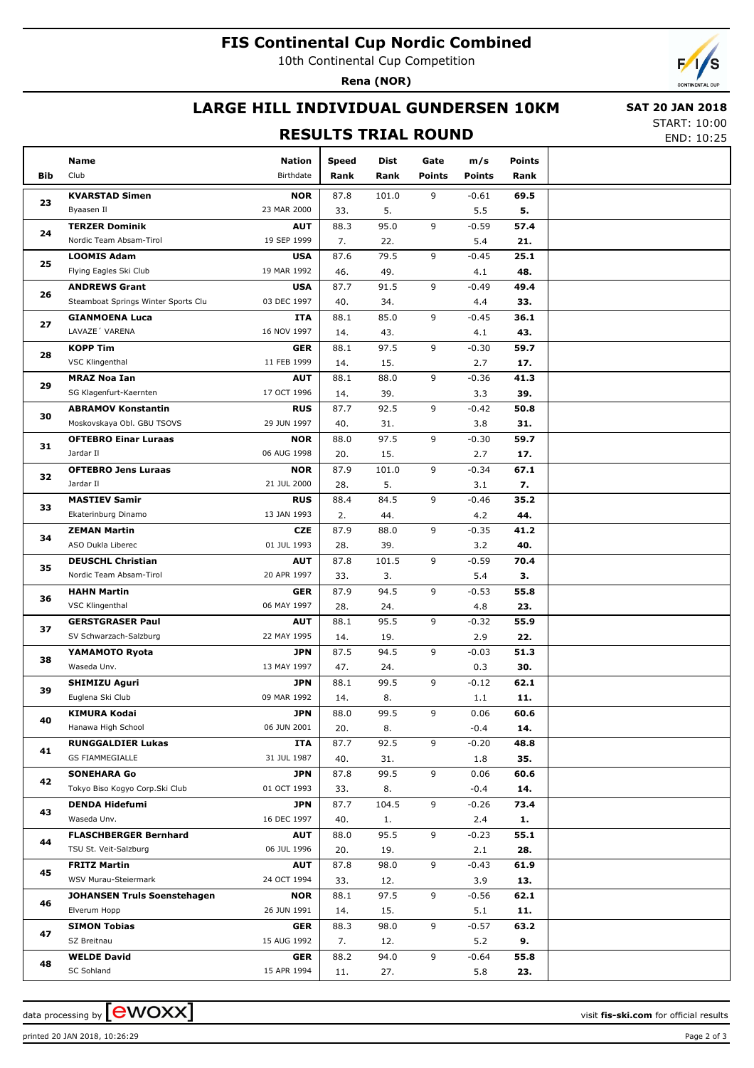# FIS Continental Cup Nordic Combined

10th Continental Cup Competition

**Rena (NOR)**

## LARGE HILL INDIVIDUAL GUNDERSEN 10KM

**SAT 20 JAN 2018**

START: 10:00
END: 10:25

## RESULTS TRIAL ROUND

| Bib | Name / Club | Nation / Birthdate | Speed / Rank | Dist / Rank | Gate / Points | m/s / Points | Points / Rank |
|---|---|---|---|---|---|---|---|
| 23 | **KVARSTAD Simen**<br>Byaasen Il | **NOR**<br>23 MAR 2000 | 87.8<br>33. | 101.0<br>5. | 9 | -0.61<br>5.5 | **69.5**<br>**5.** |
| 24 | **TERZER Dominik**<br>Nordic Team Absam-Tirol | **AUT**<br>19 SEP 1999 | 88.3<br>7. | 95.0<br>22. | 9 | -0.59<br>5.4 | **57.4**<br>**21.** |
| 25 | **LOOMIS Adam**<br>Flying Eagles Ski Club | **USA**<br>19 MAR 1992 | 87.6<br>46. | 79.5<br>49. | 9 | -0.45<br>4.1 | **25.1**<br>**48.** |
| 26 | **ANDREWS Grant**<br>Steamboat Springs Winter Sports Clu | **USA**<br>03 DEC 1997 | 87.7<br>40. | 91.5<br>34. | 9 | -0.49<br>4.4 | **49.4**<br>**33.** |
| 27 | **GIANMOENA Luca**<br>LAVAZE´ VARENA | **ITA**<br>16 NOV 1997 | 88.1<br>14. | 85.0<br>43. | 9 | -0.45<br>4.1 | **36.1**<br>**43.** |
| 28 | **KOPP Tim**<br>VSC Klingenthal | **GER**<br>11 FEB 1999 | 88.1<br>14. | 97.5<br>15. | 9 | -0.30<br>2.7 | **59.7**<br>**17.** |
| 29 | **MRAZ Noa Ian**<br>SG Klagenfurt-Kaernten | **AUT**<br>17 OCT 1996 | 88.1<br>14. | 88.0<br>39. | 9 | -0.36<br>3.3 | **41.3**<br>**39.** |
| 30 | **ABRAMOV Konstantin**<br>Moskovskaya Obl. GBU TSOVS | **RUS**<br>29 JUN 1997 | 87.7<br>40. | 92.5<br>31. | 9 | -0.42<br>3.8 | **50.8**<br>**31.** |
| 31 | **OFTEBRO Einar Luraas**<br>Jardar Il | **NOR**<br>06 AUG 1998 | 88.0<br>20. | 97.5<br>15. | 9 | -0.30<br>2.7 | **59.7**<br>**17.** |
| 32 | **OFTEBRO Jens Luraas**<br>Jardar Il | **NOR**<br>21 JUL 2000 | 87.9<br>28. | 101.0<br>5. | 9 | -0.34<br>3.1 | **67.1**<br>**7.** |
| 33 | **MASTIEV Samir**<br>Ekaterinburg Dinamo | **RUS**<br>13 JAN 1993 | 88.4<br>2. | 84.5<br>44. | 9 | -0.46<br>4.2 | **35.2**<br>**44.** |
| 34 | **ZEMAN Martin**<br>ASO Dukla Liberec | **CZE**<br>01 JUL 1993 | 87.9<br>28. | 88.0<br>39. | 9 | -0.35<br>3.2 | **41.2**<br>**40.** |
| 35 | **DEUSCHL Christian**<br>Nordic Team Absam-Tirol | **AUT**<br>20 APR 1997 | 87.8<br>33. | 101.5<br>3. | 9 | -0.59<br>5.4 | **70.4**<br>**3.** |
| 36 | **HAHN Martin**<br>VSC Klingenthal | **GER**<br>06 MAY 1997 | 87.9<br>28. | 94.5<br>24. | 9 | -0.53<br>4.8 | **55.8**<br>**23.** |
| 37 | **GERSTGRASER Paul**<br>SV Schwarzach-Salzburg | **AUT**<br>22 MAY 1995 | 88.1<br>14. | 95.5<br>19. | 9 | -0.32<br>2.9 | **55.9**<br>**22.** |
| 38 | **YAMAMOTO Ryota**<br>Waseda Unv. | **JPN**<br>13 MAY 1997 | 87.5<br>47. | 94.5<br>24. | 9 | -0.03<br>0.3 | **51.3**<br>**30.** |
| 39 | **SHIMIZU Aguri**<br>Euglena Ski Club | **JPN**<br>09 MAR 1992 | 88.1<br>14. | 99.5<br>8. | 9 | -0.12<br>1.1 | **62.1**<br>**11.** |
| 40 | **KIMURA Kodai**<br>Hanawa High School | **JPN**<br>06 JUN 2001 | 88.0<br>20. | 99.5<br>8. | 9 | 0.06<br>-0.4 | **60.6**<br>**14.** |
| 41 | **RUNGGALDIER Lukas**<br>GS FIAMMEGIALLE | **ITA**<br>31 JUL 1987 | 87.7<br>40. | 92.5<br>31. | 9 | -0.20<br>1.8 | **48.8**<br>**35.** |
| 42 | **SONEHARA Go**<br>Tokyo Biso Kogyo Corp.Ski Club | **JPN**<br>01 OCT 1993 | 87.8<br>33. | 99.5<br>8. | 9 | 0.06<br>-0.4 | **60.6**<br>**14.** |
| 43 | **DENDA Hidefumi**<br>Waseda Unv. | **JPN**<br>16 DEC 1997 | 87.7<br>40. | 104.5<br>1. | 9 | -0.26<br>2.4 | **73.4**<br>**1.** |
| 44 | **FLASCHBERGER Bernhard**<br>TSU St. Veit-Salzburg | **AUT**<br>06 JUL 1996 | 88.0<br>20. | 95.5<br>19. | 9 | -0.23<br>2.1 | **55.1**<br>**28.** |
| 45 | **FRITZ Martin**<br>WSV Murau-Steiermark | **AUT**<br>24 OCT 1994 | 87.8<br>33. | 98.0<br>12. | 9 | -0.43<br>3.9 | **61.9**<br>**13.** |
| 46 | **JOHANSEN Truls Soenstehagen**<br>Elverum Hopp | **NOR**<br>26 JUN 1991 | 88.1<br>14. | 97.5<br>15. | 9 | -0.56<br>5.1 | **62.1**<br>**11.** |
| 47 | **SIMON Tobias**<br>SZ Breitnau | **GER**<br>15 AUG 1992 | 88.3<br>7. | 98.0<br>12. | 9 | -0.57<br>5.2 | **63.2**<br>**9.** |
| 48 | **WELDE David**<br>SC Sohland | **GER**<br>15 APR 1994 | 88.2<br>11. | 94.0<br>27. | 9 | -0.64<br>5.8 | **55.8**<br>**23.** |

data processing by ewoxx — visit **fis-ski.com** for official results

printed 20 JAN 2018, 10:26:29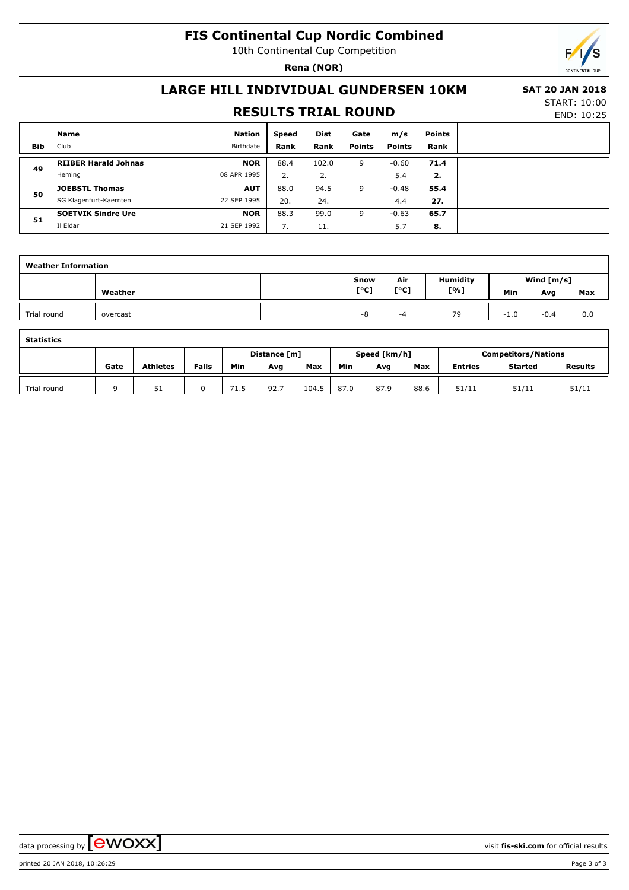# FIS Continental Cup Nordic Combined

10th Continental Cup Competition

**Rena (NOR)**

## LARGE HILL INDIVIDUAL GUNDERSEN 10KM

**SAT 20 JAN 2018**

START: 10:00

END: 10:25

## RESULTS TRIAL ROUND

| Bib | Name / Club | Nation / Birthdate | Speed / Rank | Dist / Rank | Gate / Points | m/s / Points | Points / Rank |
|---|---|---|---|---|---|---|---|
| 49 | **RIIBER Harald Johnas** | **NOR** | 88.4 | 102.0 | 9 | -0.60 | **71.4** |
| | Heming | 08 APR 1995 | 2. | 2. | | 5.4 | **2.** |
| 50 | **JOEBSTL Thomas** | **AUT** | 88.0 | 94.5 | 9 | -0.48 | **55.4** |
| | SG Klagenfurt-Kaernten | 22 SEP 1995 | 20. | 24. | | 4.4 | **27.** |
| 51 | **SOETVIK Sindre Ure** | **NOR** | 88.3 | 99.0 | 9 | -0.63 | **65.7** |
| | Il Eldar | 21 SEP 1992 | 7. | 11. | | 5.7 | **8.** |

### Weather Information

| | Weather | Snow [°C] | Air [°C] | Humidity [%] | Wind [m/s] Min | Avg | Max |
|---|---|---|---|---|---|---|---|
| Trial round | overcast | -8 | -4 | 79 | -1.0 | -0.4 | 0.0 |

### Statistics

| | Gate | Athletes | Falls | Distance [m] Min | Avg | Max | Speed [km/h] Min | Avg | Max | Competitors/Nations Entries | Started | Results |
|---|---|---|---|---|---|---|---|---|---|---|---|---|
| Trial round | 9 | 51 | 0 | 71.5 | 92.7 | 104.5 | 87.0 | 87.9 | 88.6 | 51/11 | 51/11 | 51/11 |

data processing by [ewoxx]

visit **fis-ski.com** for official results

printed 20 JAN 2018, 10:26:29